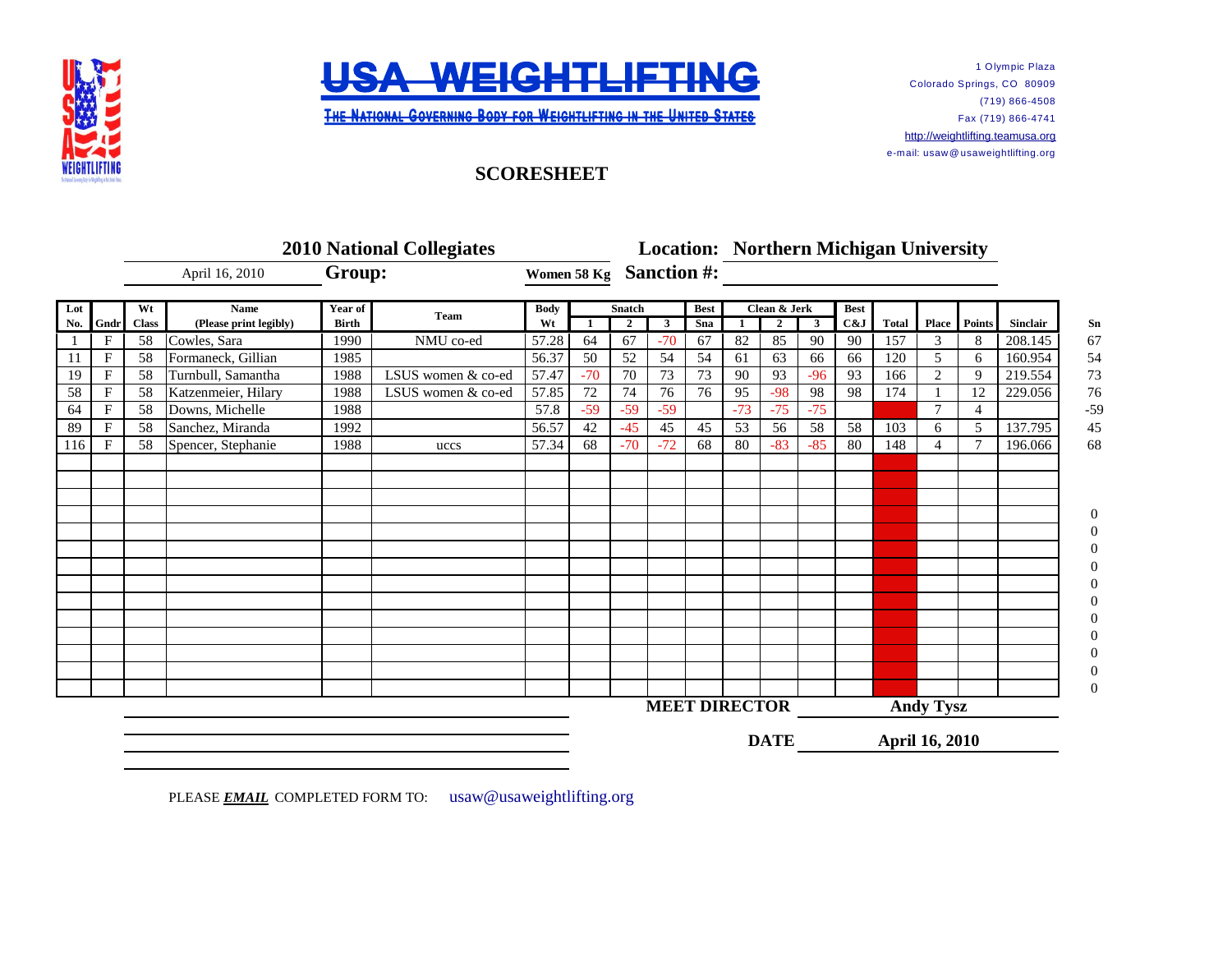# USA WEIGHTLIFTING

THE NATIONAL GOVERNING BODY FOR WEIGHTLIFTING IN THE UNITED STATES

1 Olympic Plaza
Colorado Springs, CO 80909
(719) 866-4508
Fax (719) 866-4741
http://weightlifting.teamusa.org
e-mail: usaw@usaweightlifting.org

## SCORESHEET

**2010 National Collegiates** **Location: Northern Michigan University**

April 16, 2010 **Group:** **Women 58 Kg** **Sanction #:**

| Lot No. | Gndr | Wt Class | Name (Please print legibly) | Year of Birth | Team | Body Wt | Snatch 1 | Snatch 2 | Snatch 3 | Best Sna | Clean & Jerk 1 | Clean & Jerk 2 | Clean & Jerk 3 | Best C&J | Total | Place | Points | Sinclair | Sn |
|---|---|---|---|---|---|---|---|---|---|---|---|---|---|---|---|---|---|---|---|
| 1 | F | 58 | Cowles, Sara | 1990 | NMU co-ed | 57.28 | 64 | 67 | -70 | 67 | 82 | 85 | 90 | 90 | 157 | 3 | 8 | 208.145 | 67 |
| 11 | F | 58 | Formaneck, Gillian | 1985 | | 56.37 | 50 | 52 | 54 | 54 | 61 | 63 | 66 | 66 | 120 | 5 | 6 | 160.954 | 54 |
| 19 | F | 58 | Turnbull, Samantha | 1988 | LSUS women & co-ed | 57.47 | -70 | 70 | 73 | 73 | 90 | 93 | -96 | 93 | 166 | 2 | 9 | 219.554 | 73 |
| 58 | F | 58 | Katzenmeier, Hilary | 1988 | LSUS women & co-ed | 57.85 | 72 | 74 | 76 | 76 | 95 | -98 | 98 | 98 | 174 | 1 | 12 | 229.056 | 76 |
| 64 | F | 58 | Downs, Michelle | 1988 | | 57.8 | -59 | -59 | -59 | | -73 | -75 | -75 | | | 7 | 4 | | -59 |
| 89 | F | 58 | Sanchez, Miranda | 1992 | | 56.57 | 42 | -45 | 45 | 45 | 53 | 56 | 58 | 58 | 103 | 6 | 5 | 137.795 | 45 |
| 116 | F | 58 | Spencer, Stephanie | 1988 | uccs | 57.34 | 68 | -70 | -72 | 68 | 80 | -83 | -85 | 80 | 148 | 4 | 7 | 196.066 | 68 |
| | | | | | | | | | | | | | | | | | | | |
| | | | | | | | | | | | | | | | | | | | |
| | | | | | | | | | | | | | | | | | | | |
| | | | | | | | | | | | | | | | | | | | 0 |
| | | | | | | | | | | | | | | | | | | | 0 |
| | | | | | | | | | | | | | | | | | | | 0 |
| | | | | | | | | | | | | | | | | | | | 0 |
| | | | | | | | | | | | | | | | | | | | 0 |
| | | | | | | | | | | | | | | | | | | | 0 |
| | | | | | | | | | | | | | | | | | | | 0 |
| | | | | | | | | | | | | | | | | | | | 0 |
| | | | | | | | | | | | | | | | | | | | 0 |
| | | | | | | | | | | | | | | | | | | | 0 |
| | | | | | | | | | | | | | | | | | | | 0 |

**MEET DIRECTOR** **Andy Tysz**

**DATE** **April 16, 2010**

PLEASE ***EMAIL*** COMPLETED FORM TO: usaw@usaweightlifting.org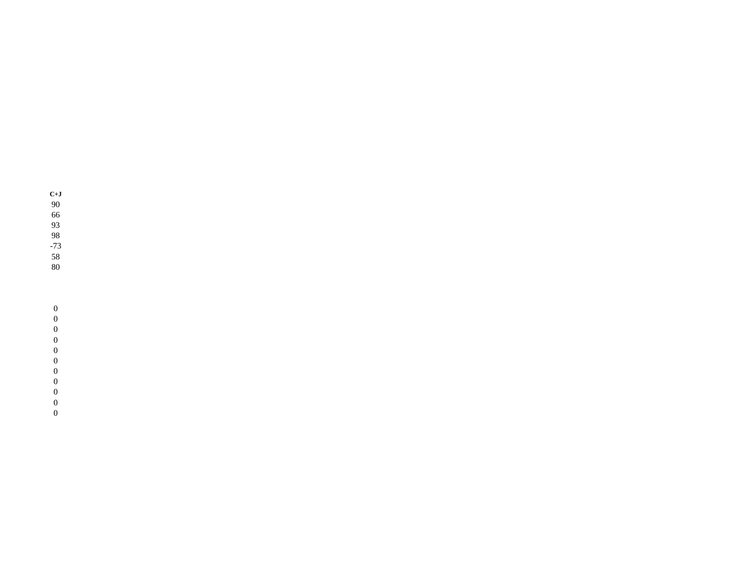| C+J |
| --- |
| 90 |
| 66 |
| 93 |
| 98 |
| -73 |
| 58 |
| 80 |
| |
| |
| |
| 0 |
| 0 |
| 0 |
| 0 |
| 0 |
| 0 |
| 0 |
| 0 |
| 0 |
| 0 |
| 0 |